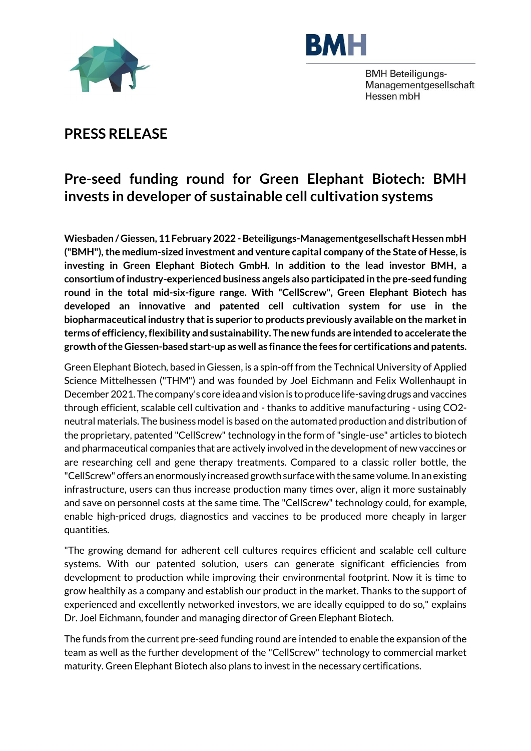BMH

BMH Beteiligungs-Managementgesellschaft Hessen mbH

# PRESS RELEASE

## Pre-seed funding round for Green Elephant Biotech: BMH invests in developer of sustainable cell cultivation systems

**Wiesbaden / Giessen, 11 February 2022 - Beteiligungs-Managementgesellschaft Hessen mbH ("BMH"), the medium-sized investment and venture capital company of the State of Hesse, is investing in Green Elephant Biotech GmbH. In addition to the lead investor BMH, a consortium of industry-experienced business angels also participated in the pre-seed funding round in the total mid-six-figure range. With "CellScrew", Green Elephant Biotech has developed an innovative and patented cell cultivation system for use in the biopharmaceutical industry that is superior to products previously available on the market in terms of efficiency, flexibility and sustainability. The new funds are intended to accelerate the growth of the Giessen-based start-up as well as finance the fees for certifications and patents.**

Green Elephant Biotech, based in Giessen, is a spin-off from the Technical University of Applied Science Mittelhessen ("THM") and was founded by Joel Eichmann and Felix Wollenhaupt in December 2021. The company's core idea and vision is to produce life-saving drugs and vaccines through efficient, scalable cell cultivation and - thanks to additive manufacturing - using $CO_2$-neutral materials. The business model is based on the automated production and distribution of the proprietary, patented "CellScrew" technology in the form of "single-use" articles to biotech and pharmaceutical companies that are actively involved in the development of new vaccines or are researching cell and gene therapy treatments. Compared to a classic roller bottle, the "CellScrew" offers an enormously increased growth surface with the same volume. In an existing infrastructure, users can thus increase production many times over, align it more sustainably and save on personnel costs at the same time. The "CellScrew" technology could, for example, enable high-priced drugs, diagnostics and vaccines to be produced more cheaply in larger quantities.

"The growing demand for adherent cell cultures requires efficient and scalable cell culture systems. With our patented solution, users can generate significant efficiencies from development to production while improving their environmental footprint. Now it is time to grow healthily as a company and establish our product in the market. Thanks to the support of experienced and excellently networked investors, we are ideally equipped to do so," explains Dr. Joel Eichmann, founder and managing director of Green Elephant Biotech.

The funds from the current pre-seed funding round are intended to enable the expansion of the team as well as the further development of the "CellScrew" technology to commercial market maturity. Green Elephant Biotech also plans to invest in the necessary certifications.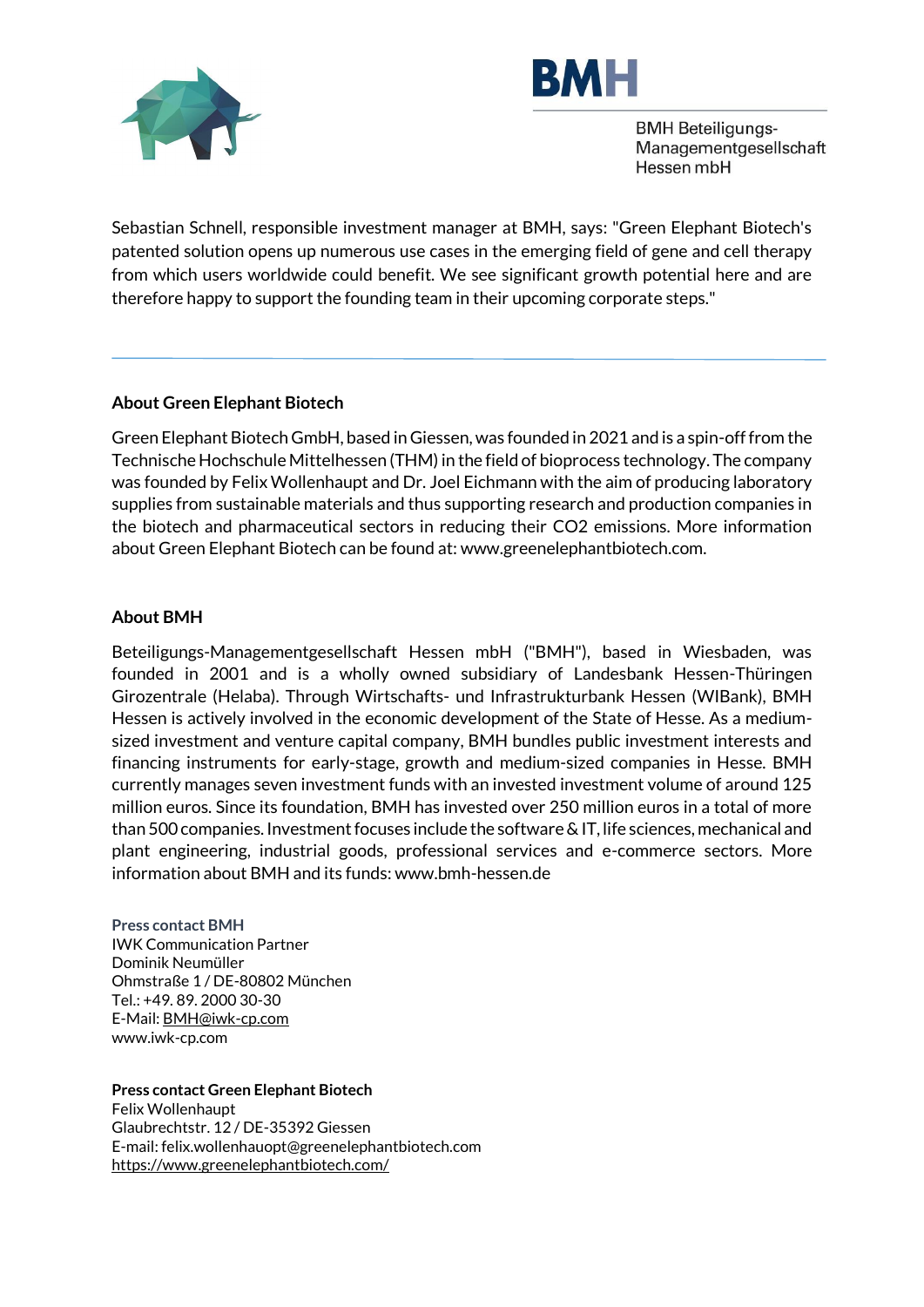BMH Beteiligungs-Managementgesellschaft Hessen mbH

Sebastian Schnell, responsible investment manager at BMH, says: "Green Elephant Biotech's patented solution opens up numerous use cases in the emerging field of gene and cell therapy from which users worldwide could benefit. We see significant growth potential here and are therefore happy to support the founding team in their upcoming corporate steps."

---

**About Green Elephant Biotech**

Green Elephant Biotech GmbH, based in Giessen, was founded in 2021 and is a spin-off from the Technische Hochschule Mittelhessen (THM) in the field of bioprocess technology. The company was founded by Felix Wollenhaupt and Dr. Joel Eichmann with the aim of producing laboratory supplies from sustainable materials and thus supporting research and production companies in the biotech and pharmaceutical sectors in reducing their $CO_2$ emissions. More information about Green Elephant Biotech can be found at: www.greenelephantbiotech.com.

**About BMH**

Beteiligungs-Managementgesellschaft Hessen mbH ("BMH"), based in Wiesbaden, was founded in 2001 and is a wholly owned subsidiary of Landesbank Hessen-Thüringen Girozentrale (Helaba). Through Wirtschafts- und Infrastrukturbank Hessen (WIBank), BMH Hessen is actively involved in the economic development of the State of Hesse. As a medium-sized investment and venture capital company, BMH bundles public investment interests and financing instruments for early-stage, growth and medium-sized companies in Hesse. BMH currently manages seven investment funds with an invested investment volume of around 125 million euros. Since its foundation, BMH has invested over 250 million euros in a total of more than 500 companies. Investment focuses include the software & IT, life sciences, mechanical and plant engineering, industrial goods, professional services and e-commerce sectors. More information about BMH and its funds: www.bmh-hessen.de

**Press contact BMH**
IWK Communication Partner
Dominik Neumüller
Ohmstraße 1 / DE-80802 München
Tel.: +49. 89. 2000 30-30
E-Mail: BMH@iwk-cp.com
www.iwk-cp.com

**Press contact Green Elephant Biotech**
Felix Wollenhaupt
Glaubrechtstr. 12 / DE-35392 Giessen
E-mail: felix.wollenhauopt@greenelephantbiotech.com
https://www.greenelephantbiotech.com/